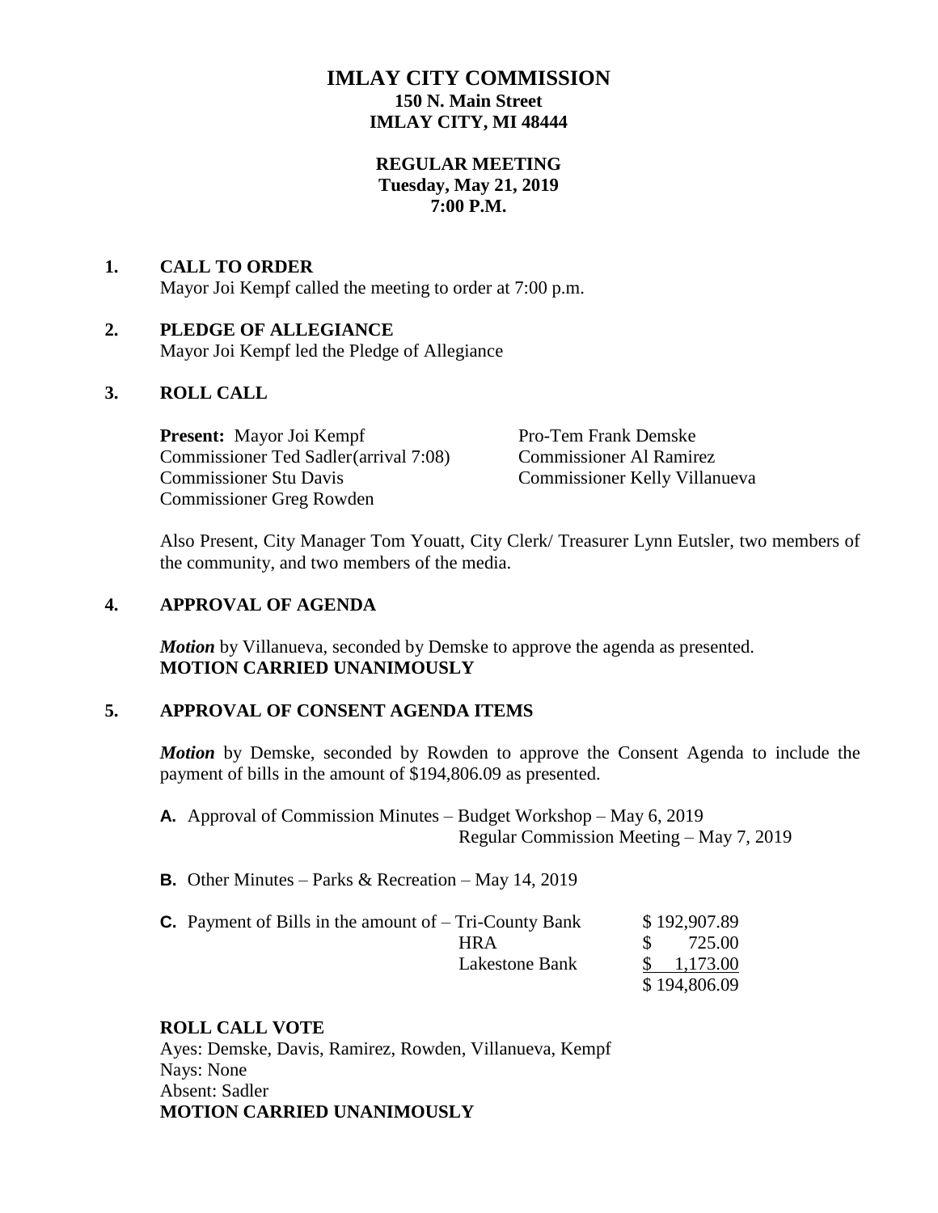# IMLAY CITY COMMISSION
## 150 N. Main Street
## IMLAY CITY, MI 48444

### REGULAR MEETING
### Tuesday, May 21, 2019
### 7:00 P.M.

**1. CALL TO ORDER**

Mayor Joi Kempf called the meeting to order at 7:00 p.m.

**2. PLEDGE OF ALLEGIANCE**

Mayor Joi Kempf led the Pledge of Allegiance

**3. ROLL CALL**

**Present:** Mayor Joi Kempf
Pro-Tem Frank Demske
Commissioner Ted Sadler(arrival 7:08)
Commissioner Al Ramirez
Commissioner Stu Davis
Commissioner Kelly Villanueva
Commissioner Greg Rowden

Also Present, City Manager Tom Youatt, City Clerk/ Treasurer Lynn Eutsler, two members of the community, and two members of the media.

**4. APPROVAL OF AGENDA**

***Motion*** by Villanueva, seconded by Demske to approve the agenda as presented.
**MOTION CARRIED UNANIMOUSLY**

**5. APPROVAL OF CONSENT AGENDA ITEMS**

***Motion*** by Demske, seconded by Rowden to approve the Consent Agenda to include the payment of bills in the amount of $194,806.09 as presented.

**A.** Approval of Commission Minutes – Budget Workshop – May 6, 2019
Regular Commission Meeting – May 7, 2019

**B.** Other Minutes – Parks & Recreation – May 14, 2019

**C.** Payment of Bills in the amount of –

| | |
|---|---|
| Tri-County Bank | $ 192,907.89 |
| HRA | $ 725.00 |
| Lakestone Bank | $ 1,173.00 |
| | $ 194,806.09 |

**ROLL CALL VOTE**

Ayes: Demske, Davis, Ramirez, Rowden, Villanueva, Kempf
Nays: None
Absent: Sadler
**MOTION CARRIED UNANIMOUSLY**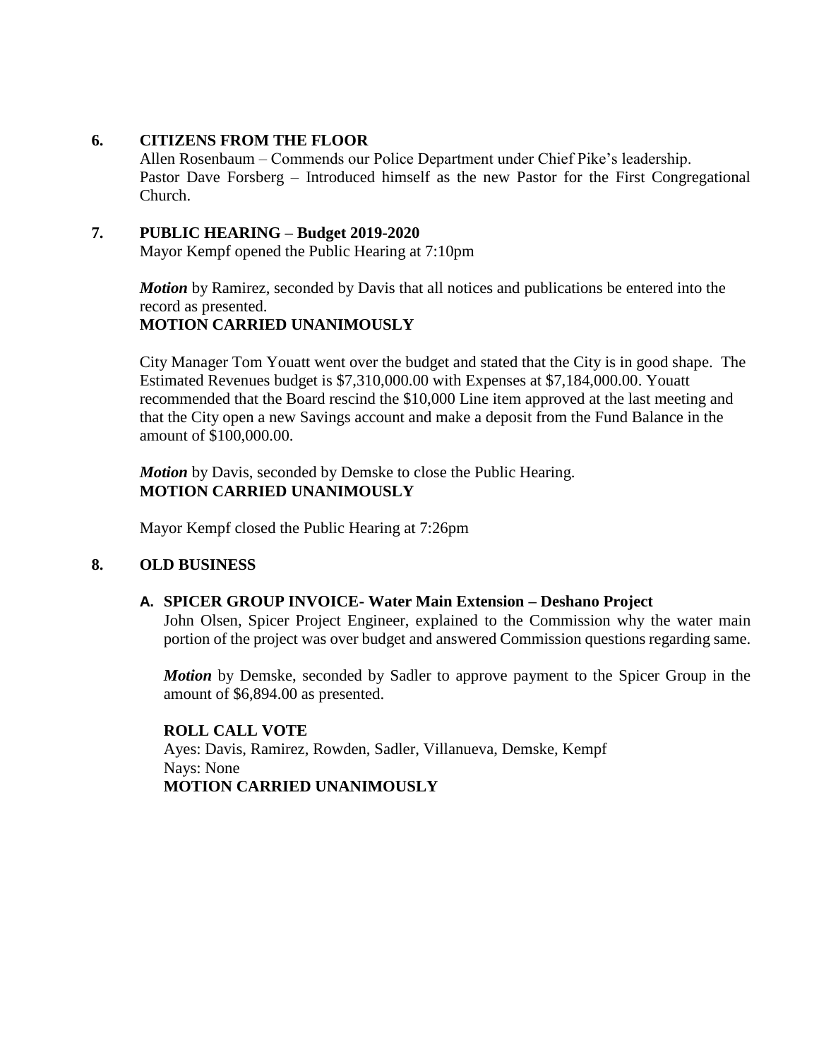## 6. CITIZENS FROM THE FLOOR

Allen Rosenbaum – Commends our Police Department under Chief Pike's leadership.
Pastor Dave Forsberg – Introduced himself as the new Pastor for the First Congregational Church.

## 7. PUBLIC HEARING – Budget 2019-2020

Mayor Kempf opened the Public Hearing at 7:10pm

***Motion*** by Ramirez, seconded by Davis that all notices and publications be entered into the record as presented.
**MOTION CARRIED UNANIMOUSLY**

City Manager Tom Youatt went over the budget and stated that the City is in good shape. The Estimated Revenues budget is $7,310,000.00 with Expenses at $7,184,000.00. Youatt recommended that the Board rescind the $10,000 Line item approved at the last meeting and that the City open a new Savings account and make a deposit from the Fund Balance in the amount of $100,000.00.

***Motion*** by Davis, seconded by Demske to close the Public Hearing.
**MOTION CARRIED UNANIMOUSLY**

Mayor Kempf closed the Public Hearing at 7:26pm

## 8. OLD BUSINESS

### A. SPICER GROUP INVOICE- Water Main Extension – Deshano Project

John Olsen, Spicer Project Engineer, explained to the Commission why the water main portion of the project was over budget and answered Commission questions regarding same.

***Motion*** by Demske, seconded by Sadler to approve payment to the Spicer Group in the amount of $6,894.00 as presented.

**ROLL CALL VOTE**
Ayes: Davis, Ramirez, Rowden, Sadler, Villanueva, Demske, Kempf
Nays: None
**MOTION CARRIED UNANIMOUSLY**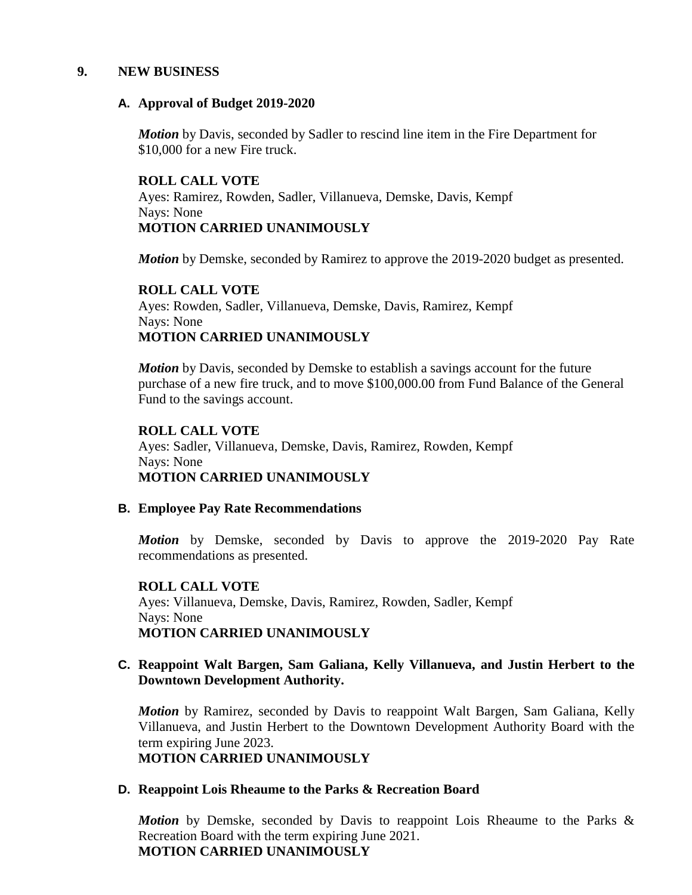## 9. NEW BUSINESS

### A. Approval of Budget 2019-2020

***Motion*** by Davis, seconded by Sadler to rescind line item in the Fire Department for $10,000 for a new Fire truck.

**ROLL CALL VOTE**
Ayes: Ramirez, Rowden, Sadler, Villanueva, Demske, Davis, Kempf
Nays: None
**MOTION CARRIED UNANIMOUSLY**

***Motion*** by Demske, seconded by Ramirez to approve the 2019-2020 budget as presented.

**ROLL CALL VOTE**
Ayes: Rowden, Sadler, Villanueva, Demske, Davis, Ramirez, Kempf
Nays: None
**MOTION CARRIED UNANIMOUSLY**

***Motion*** by Davis, seconded by Demske to establish a savings account for the future purchase of a new fire truck, and to move $100,000.00 from Fund Balance of the General Fund to the savings account.

**ROLL CALL VOTE**
Ayes: Sadler, Villanueva, Demske, Davis, Ramirez, Rowden, Kempf
Nays: None
**MOTION CARRIED UNANIMOUSLY**

### B. Employee Pay Rate Recommendations

***Motion*** by Demske, seconded by Davis to approve the 2019-2020 Pay Rate recommendations as presented.

**ROLL CALL VOTE**
Ayes: Villanueva, Demske, Davis, Ramirez, Rowden, Sadler, Kempf
Nays: None
**MOTION CARRIED UNANIMOUSLY**

### C. Reappoint Walt Bargen, Sam Galiana, Kelly Villanueva, and Justin Herbert to the Downtown Development Authority.

***Motion*** by Ramirez, seconded by Davis to reappoint Walt Bargen, Sam Galiana, Kelly Villanueva, and Justin Herbert to the Downtown Development Authority Board with the term expiring June 2023.
**MOTION CARRIED UNANIMOUSLY**

### D. Reappoint Lois Rheaume to the Parks & Recreation Board

***Motion*** by Demske, seconded by Davis to reappoint Lois Rheaume to the Parks & Recreation Board with the term expiring June 2021.
**MOTION CARRIED UNANIMOUSLY**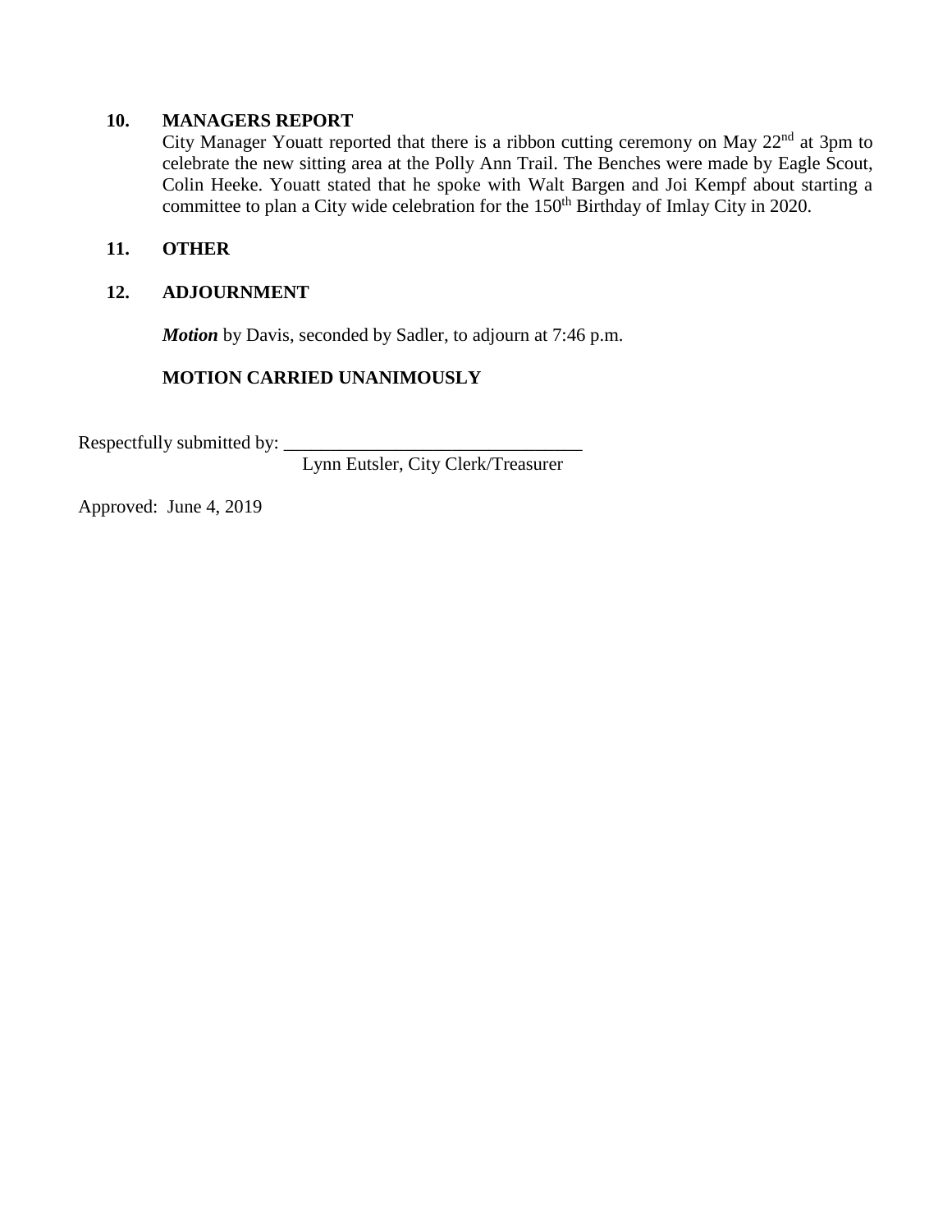**10. MANAGERS REPORT**

City Manager Youatt reported that there is a ribbon cutting ceremony on May 22nd at 3pm to celebrate the new sitting area at the Polly Ann Trail. The Benches were made by Eagle Scout, Colin Heeke. Youatt stated that he spoke with Walt Bargen and Joi Kempf about starting a committee to plan a City wide celebration for the 150th Birthday of Imlay City in 2020.

**11. OTHER**

**12. ADJOURNMENT**

***Motion*** by Davis, seconded by Sadler, to adjourn at 7:46 p.m.

**MOTION CARRIED UNANIMOUSLY**

Respectfully submitted by: ________________________________
Lynn Eutsler, City Clerk/Treasurer

Approved: June 4, 2019